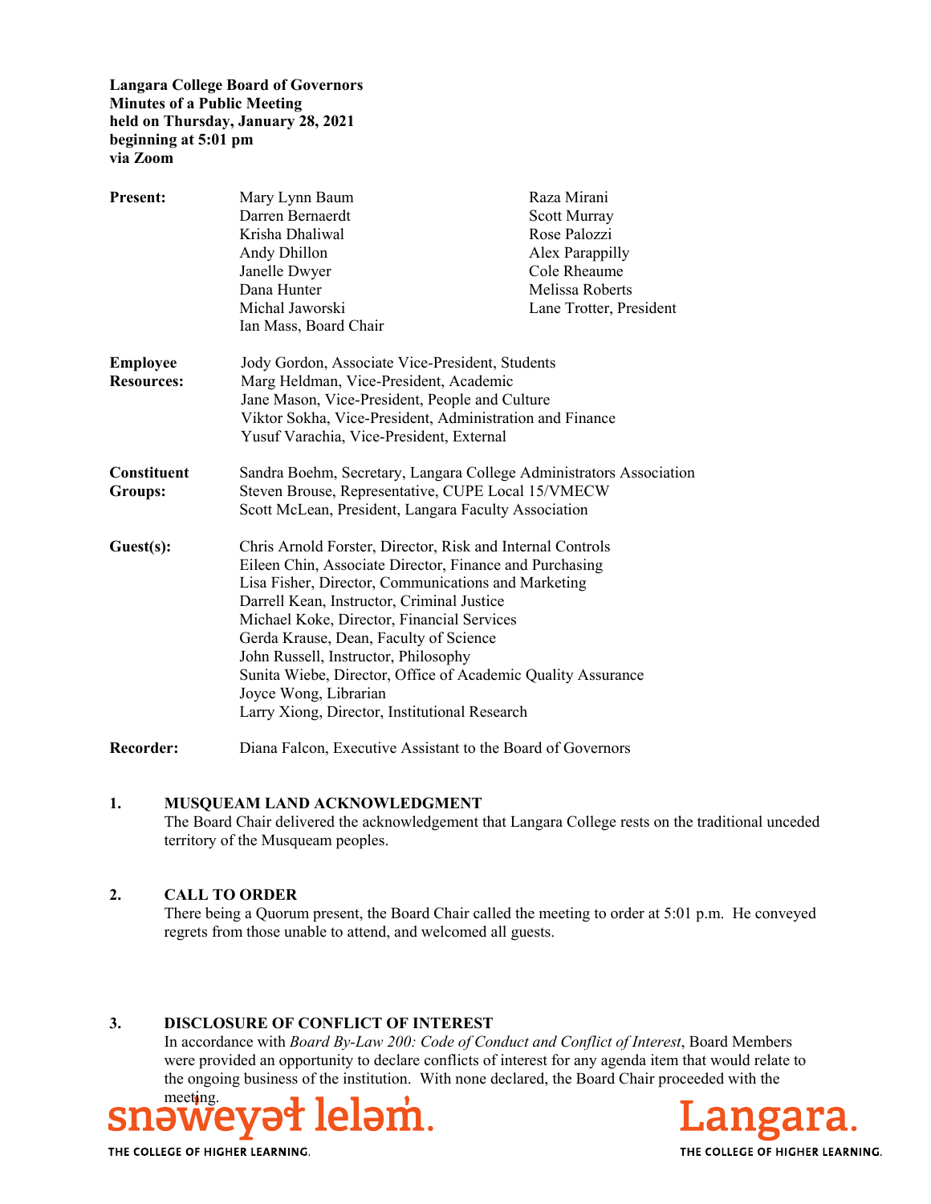**Langara College Board of Governors**
**Minutes of a Public Meeting**
**held on Thursday, January 28, 2021**
**beginning at 5:01 pm**
**via Zoom**

| | | |
|---|---|---|
| **Present:** | Mary Lynn Baum | Raza Mirani |
| | Darren Bernaerdt | Scott Murray |
| | Krisha Dhaliwal | Rose Palozzi |
| | Andy Dhillon | Alex Parappilly |
| | Janelle Dwyer | Cole Rheaume |
| | Dana Hunter | Melissa Roberts |
| | Michal Jaworski | Lane Trotter, President |
| | Ian Mass, Board Chair | |

**Employee Resources:**
Jody Gordon, Associate Vice-President, Students
Marg Heldman, Vice-President, Academic
Jane Mason, Vice-President, People and Culture
Viktor Sokha, Vice-President, Administration and Finance
Yusuf Varachia, Vice-President, External

**Constituent Groups:**
Sandra Boehm, Secretary, Langara College Administrators Association
Steven Brouse, Representative, CUPE Local 15/VMECW
Scott McLean, President, Langara Faculty Association

**Guest(s):**
Chris Arnold Forster, Director, Risk and Internal Controls
Eileen Chin, Associate Director, Finance and Purchasing
Lisa Fisher, Director, Communications and Marketing
Darrell Kean, Instructor, Criminal Justice
Michael Koke, Director, Financial Services
Gerda Krause, Dean, Faculty of Science
John Russell, Instructor, Philosophy
Sunita Wiebe, Director, Office of Academic Quality Assurance
Joyce Wong, Librarian
Larry Xiong, Director, Institutional Research

**Recorder:** Diana Falcon, Executive Assistant to the Board of Governors

## 1. MUSQUEAM LAND ACKNOWLEDGMENT

The Board Chair delivered the acknowledgement that Langara College rests on the traditional unceded territory of the Musqueam peoples.

## 2. CALL TO ORDER

There being a Quorum present, the Board Chair called the meeting to order at 5:01 p.m. He conveyed regrets from those unable to attend, and welcomed all guests.

## 3. DISCLOSURE OF CONFLICT OF INTEREST

In accordance with *Board By-Law 200: Code of Conduct and Conflict of Interest*, Board Members were provided an opportunity to declare conflicts of interest for any agenda item that would relate to the ongoing business of the institution. With none declared, the Board Chair proceeded with the meeting.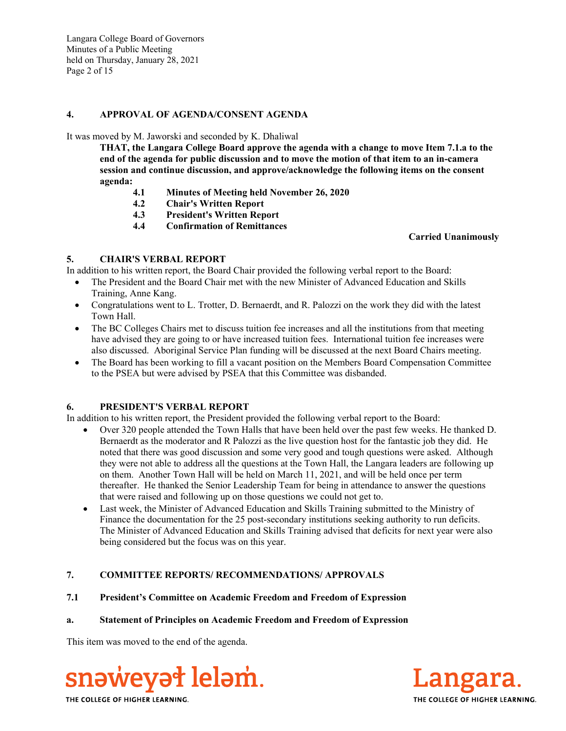## 4. APPROVAL OF AGENDA/CONSENT AGENDA

It was moved by M. Jaworski and seconded by K. Dhaliwal

> **THAT, the Langara College Board approve the agenda with a change to move Item 7.1.a to the end of the agenda for public discussion and to move the motion of that item to an in-camera session and continue discussion, and approve/acknowledge the following items on the consent agenda:**
>
> **4.1 Minutes of Meeting held November 26, 2020**
> **4.2 Chair's Written Report**
> **4.3 President's Written Report**
> **4.4 Confirmation of Remittances**

**Carried Unanimously**

## 5. CHAIR'S VERBAL REPORT

In addition to his written report, the Board Chair provided the following verbal report to the Board:

- The President and the Board Chair met with the new Minister of Advanced Education and Skills Training, Anne Kang.
- Congratulations went to L. Trotter, D. Bernaerdt, and R. Palozzi on the work they did with the latest Town Hall.
- The BC Colleges Chairs met to discuss tuition fee increases and all the institutions from that meeting have advised they are going to or have increased tuition fees. International tuition fee increases were also discussed. Aboriginal Service Plan funding will be discussed at the next Board Chairs meeting.
- The Board has been working to fill a vacant position on the Members Board Compensation Committee to the PSEA but were advised by PSEA that this Committee was disbanded.

## 6. PRESIDENT'S VERBAL REPORT

In addition to his written report, the President provided the following verbal report to the Board:

- Over 320 people attended the Town Halls that have been held over the past few weeks. He thanked D. Bernaerdt as the moderator and R Palozzi as the live question host for the fantastic job they did. He noted that there was good discussion and some very good and tough questions were asked. Although they were not able to address all the questions at the Town Hall, the Langara leaders are following up on them. Another Town Hall will be held on March 11, 2021, and will be held once per term thereafter. He thanked the Senior Leadership Team for being in attendance to answer the questions that were raised and following up on those questions we could not get to.
- Last week, the Minister of Advanced Education and Skills Training submitted to the Ministry of Finance the documentation for the 25 post-secondary institutions seeking authority to run deficits. The Minister of Advanced Education and Skills Training advised that deficits for next year were also being considered but the focus was on this year.

## 7. COMMITTEE REPORTS/ RECOMMENDATIONS/ APPROVALS

### 7.1 President's Committee on Academic Freedom and Freedom of Expression

#### a. Statement of Principles on Academic Freedom and Freedom of Expression

This item was moved to the end of the agenda.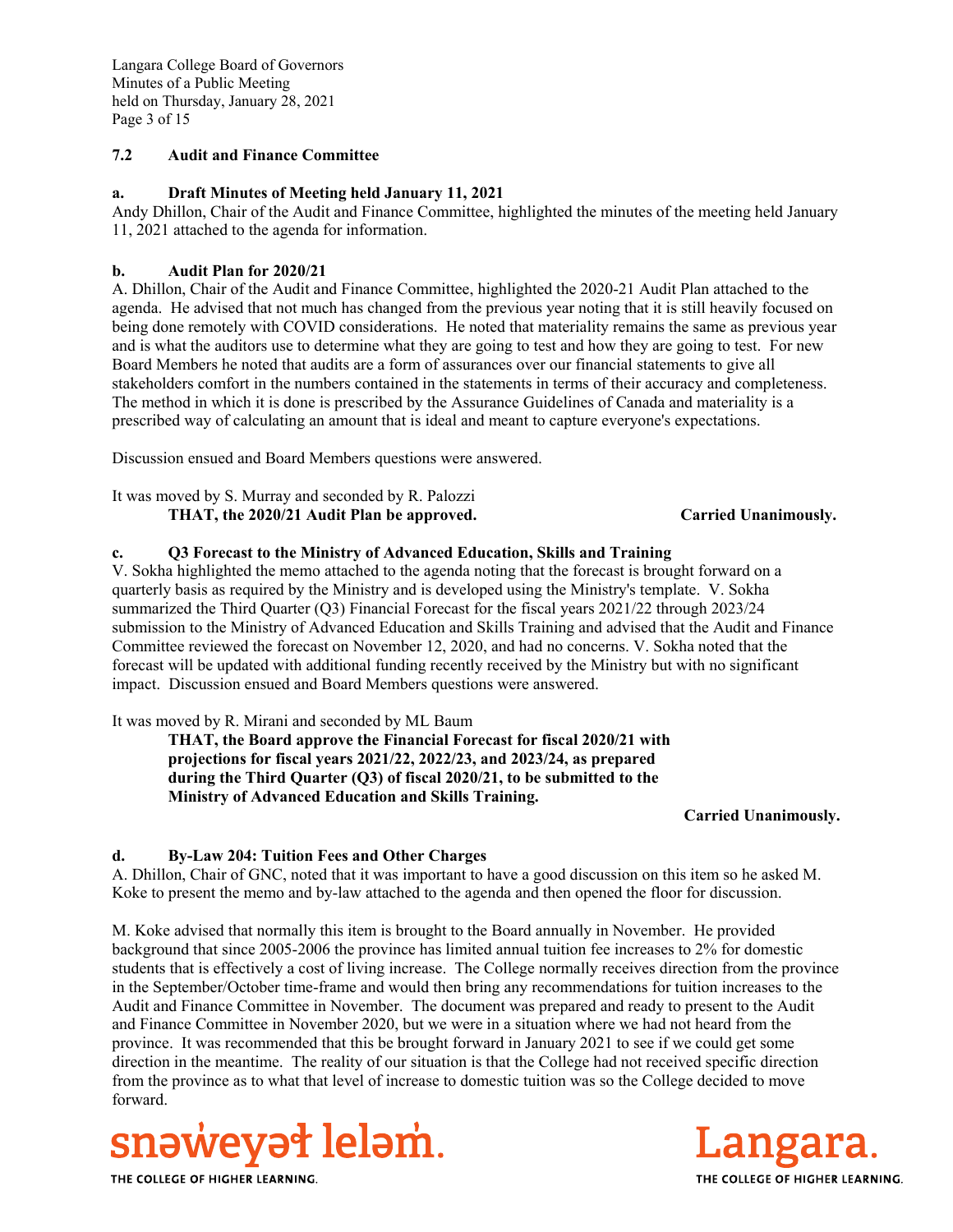### 7.2 Audit and Finance Committee

**a. Draft Minutes of Meeting held January 11, 2021**

Andy Dhillon, Chair of the Audit and Finance Committee, highlighted the minutes of the meeting held January 11, 2021 attached to the agenda for information.

**b. Audit Plan for 2020/21**

A. Dhillon, Chair of the Audit and Finance Committee, highlighted the 2020-21 Audit Plan attached to the agenda. He advised that not much has changed from the previous year noting that it is still heavily focused on being done remotely with COVID considerations. He noted that materiality remains the same as previous year and is what the auditors use to determine what they are going to test and how they are going to test. For new Board Members he noted that audits are a form of assurances over our financial statements to give all stakeholders comfort in the numbers contained in the statements in terms of their accuracy and completeness. The method in which it is done is prescribed by the Assurance Guidelines of Canada and materiality is a prescribed way of calculating an amount that is ideal and meant to capture everyone's expectations.

Discussion ensued and Board Members questions were answered.

It was moved by S. Murray and seconded by R. Palozzi

**THAT, the 2020/21 Audit Plan be approved.** **Carried Unanimously.**

**c. Q3 Forecast to the Ministry of Advanced Education, Skills and Training**

V. Sokha highlighted the memo attached to the agenda noting that the forecast is brought forward on a quarterly basis as required by the Ministry and is developed using the Ministry's template. V. Sokha summarized the Third Quarter (Q3) Financial Forecast for the fiscal years 2021/22 through 2023/24 submission to the Ministry of Advanced Education and Skills Training and advised that the Audit and Finance Committee reviewed the forecast on November 12, 2020, and had no concerns. V. Sokha noted that the forecast will be updated with additional funding recently received by the Ministry but with no significant impact. Discussion ensued and Board Members questions were answered.

It was moved by R. Mirani and seconded by ML Baum

**THAT, the Board approve the Financial Forecast for fiscal 2020/21 with projections for fiscal years 2021/22, 2022/23, and 2023/24, as prepared during the Third Quarter (Q3) of fiscal 2020/21, to be submitted to the Ministry of Advanced Education and Skills Training.**

**Carried Unanimously.**

**d. By-Law 204: Tuition Fees and Other Charges**

A. Dhillon, Chair of GNC, noted that it was important to have a good discussion on this item so he asked M. Koke to present the memo and by-law attached to the agenda and then opened the floor for discussion.

M. Koke advised that normally this item is brought to the Board annually in November. He provided background that since 2005-2006 the province has limited annual tuition fee increases to 2% for domestic students that is effectively a cost of living increase. The College normally receives direction from the province in the September/October time-frame and would then bring any recommendations for tuition increases to the Audit and Finance Committee in November. The document was prepared and ready to present to the Audit and Finance Committee in November 2020, but we were in a situation where we had not heard from the province. It was recommended that this be brought forward in January 2021 to see if we could get some direction in the meantime. The reality of our situation is that the College had not received specific direction from the province as to what that level of increase to domestic tuition was so the College decided to move forward.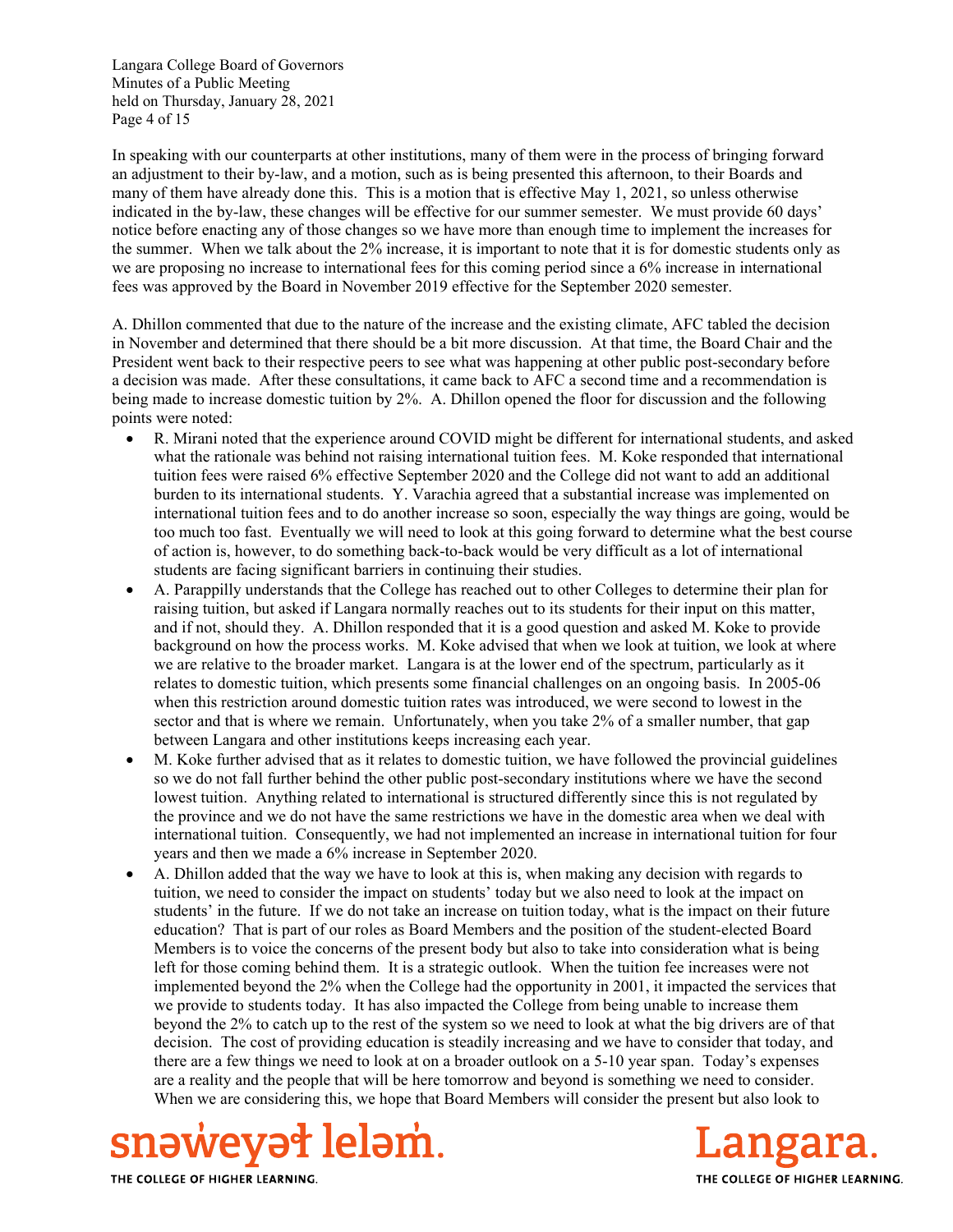In speaking with our counterparts at other institutions, many of them were in the process of bringing forward an adjustment to their by-law, and a motion, such as is being presented this afternoon, to their Boards and many of them have already done this. This is a motion that is effective May 1, 2021, so unless otherwise indicated in the by-law, these changes will be effective for our summer semester. We must provide 60 days' notice before enacting any of those changes so we have more than enough time to implement the increases for the summer. When we talk about the 2% increase, it is important to note that it is for domestic students only as we are proposing no increase to international fees for this coming period since a 6% increase in international fees was approved by the Board in November 2019 effective for the September 2020 semester.

A. Dhillon commented that due to the nature of the increase and the existing climate, AFC tabled the decision in November and determined that there should be a bit more discussion. At that time, the Board Chair and the President went back to their respective peers to see what was happening at other public post-secondary before a decision was made. After these consultations, it came back to AFC a second time and a recommendation is being made to increase domestic tuition by 2%. A. Dhillon opened the floor for discussion and the following points were noted:

- R. Mirani noted that the experience around COVID might be different for international students, and asked what the rationale was behind not raising international tuition fees. M. Koke responded that international tuition fees were raised 6% effective September 2020 and the College did not want to add an additional burden to its international students. Y. Varachia agreed that a substantial increase was implemented on international tuition fees and to do another increase so soon, especially the way things are going, would be too much too fast. Eventually we will need to look at this going forward to determine what the best course of action is, however, to do something back-to-back would be very difficult as a lot of international students are facing significant barriers in continuing their studies.
- A. Parappilly understands that the College has reached out to other Colleges to determine their plan for raising tuition, but asked if Langara normally reaches out to its students for their input on this matter, and if not, should they. A. Dhillon responded that it is a good question and asked M. Koke to provide background on how the process works. M. Koke advised that when we look at tuition, we look at where we are relative to the broader market. Langara is at the lower end of the spectrum, particularly as it relates to domestic tuition, which presents some financial challenges on an ongoing basis. In 2005-06 when this restriction around domestic tuition rates was introduced, we were second to lowest in the sector and that is where we remain. Unfortunately, when you take 2% of a smaller number, that gap between Langara and other institutions keeps increasing each year.
- M. Koke further advised that as it relates to domestic tuition, we have followed the provincial guidelines so we do not fall further behind the other public post-secondary institutions where we have the second lowest tuition. Anything related to international is structured differently since this is not regulated by the province and we do not have the same restrictions we have in the domestic area when we deal with international tuition. Consequently, we had not implemented an increase in international tuition for four years and then we made a 6% increase in September 2020.
- A. Dhillon added that the way we have to look at this is, when making any decision with regards to tuition, we need to consider the impact on students' today but we also need to look at the impact on students' in the future. If we do not take an increase on tuition today, what is the impact on their future education? That is part of our roles as Board Members and the position of the student-elected Board Members is to voice the concerns of the present body but also to take into consideration what is being left for those coming behind them. It is a strategic outlook. When the tuition fee increases were not implemented beyond the 2% when the College had the opportunity in 2001, it impacted the services that we provide to students today. It has also impacted the College from being unable to increase them beyond the 2% to catch up to the rest of the system so we need to look at what the big drivers are of that decision. The cost of providing education is steadily increasing and we have to consider that today, and there are a few things we need to look at on a broader outlook on a 5-10 year span. Today's expenses are a reality and the people that will be here tomorrow and beyond is something we need to consider. When we are considering this, we hope that Board Members will consider the present but also look to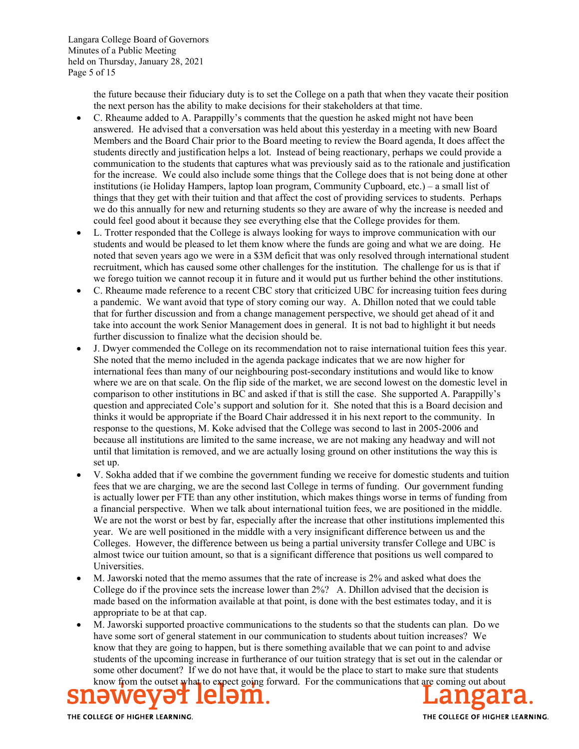the future because their fiduciary duty is to set the College on a path that when they vacate their position the next person has the ability to make decisions for their stakeholders at that time.

- C. Rheaume added to A. Parappilly's comments that the question he asked might not have been answered. He advised that a conversation was held about this yesterday in a meeting with new Board Members and the Board Chair prior to the Board meeting to review the Board agenda, It does affect the students directly and justification helps a lot. Instead of being reactionary, perhaps we could provide a communication to the students that captures what was previously said as to the rationale and justification for the increase. We could also include some things that the College does that is not being done at other institutions (ie Holiday Hampers, laptop loan program, Community Cupboard, etc.) – a small list of things that they get with their tuition and that affect the cost of providing services to students. Perhaps we do this annually for new and returning students so they are aware of why the increase is needed and could feel good about it because they see everything else that the College provides for them.
- L. Trotter responded that the College is always looking for ways to improve communication with our students and would be pleased to let them know where the funds are going and what we are doing. He noted that seven years ago we were in a $3M deficit that was only resolved through international student recruitment, which has caused some other challenges for the institution. The challenge for us is that if we forego tuition we cannot recoup it in future and it would put us further behind the other institutions.
- C. Rheaume made reference to a recent CBC story that criticized UBC for increasing tuition fees during a pandemic. We want avoid that type of story coming our way. A. Dhillon noted that we could table that for further discussion and from a change management perspective, we should get ahead of it and take into account the work Senior Management does in general. It is not bad to highlight it but needs further discussion to finalize what the decision should be.
- J. Dwyer commended the College on its recommendation not to raise international tuition fees this year. She noted that the memo included in the agenda package indicates that we are now higher for international fees than many of our neighbouring post-secondary institutions and would like to know where we are on that scale. On the flip side of the market, we are second lowest on the domestic level in comparison to other institutions in BC and asked if that is still the case. She supported A. Parappilly's question and appreciated Cole's support and solution for it. She noted that this is a Board decision and thinks it would be appropriate if the Board Chair addressed it in his next report to the community. In response to the questions, M. Koke advised that the College was second to last in 2005-2006 and because all institutions are limited to the same increase, we are not making any headway and will not until that limitation is removed, and we are actually losing ground on other institutions the way this is set up.
- V. Sokha added that if we combine the government funding we receive for domestic students and tuition fees that we are charging, we are the second last College in terms of funding. Our government funding is actually lower per FTE than any other institution, which makes things worse in terms of funding from a financial perspective. When we talk about international tuition fees, we are positioned in the middle. We are not the worst or best by far, especially after the increase that other institutions implemented this year. We are well positioned in the middle with a very insignificant difference between us and the Colleges. However, the difference between us being a partial university transfer College and UBC is almost twice our tuition amount, so that is a significant difference that positions us well compared to Universities.
- M. Jaworski noted that the memo assumes that the rate of increase is 2% and asked what does the College do if the province sets the increase lower than 2%? A. Dhillon advised that the decision is made based on the information available at that point, is done with the best estimates today, and it is appropriate to be at that cap.
- M. Jaworski supported proactive communications to the students so that the students can plan. Do we have some sort of general statement in our communication to students about tuition increases? We know that they are going to happen, but is there something available that we can point to and advise students of the upcoming increase in furtherance of our tuition strategy that is set out in the calendar or some other document? If we do not have that, it would be the place to start to make sure that students know from the outset what to expect going forward. For the communications that are coming out about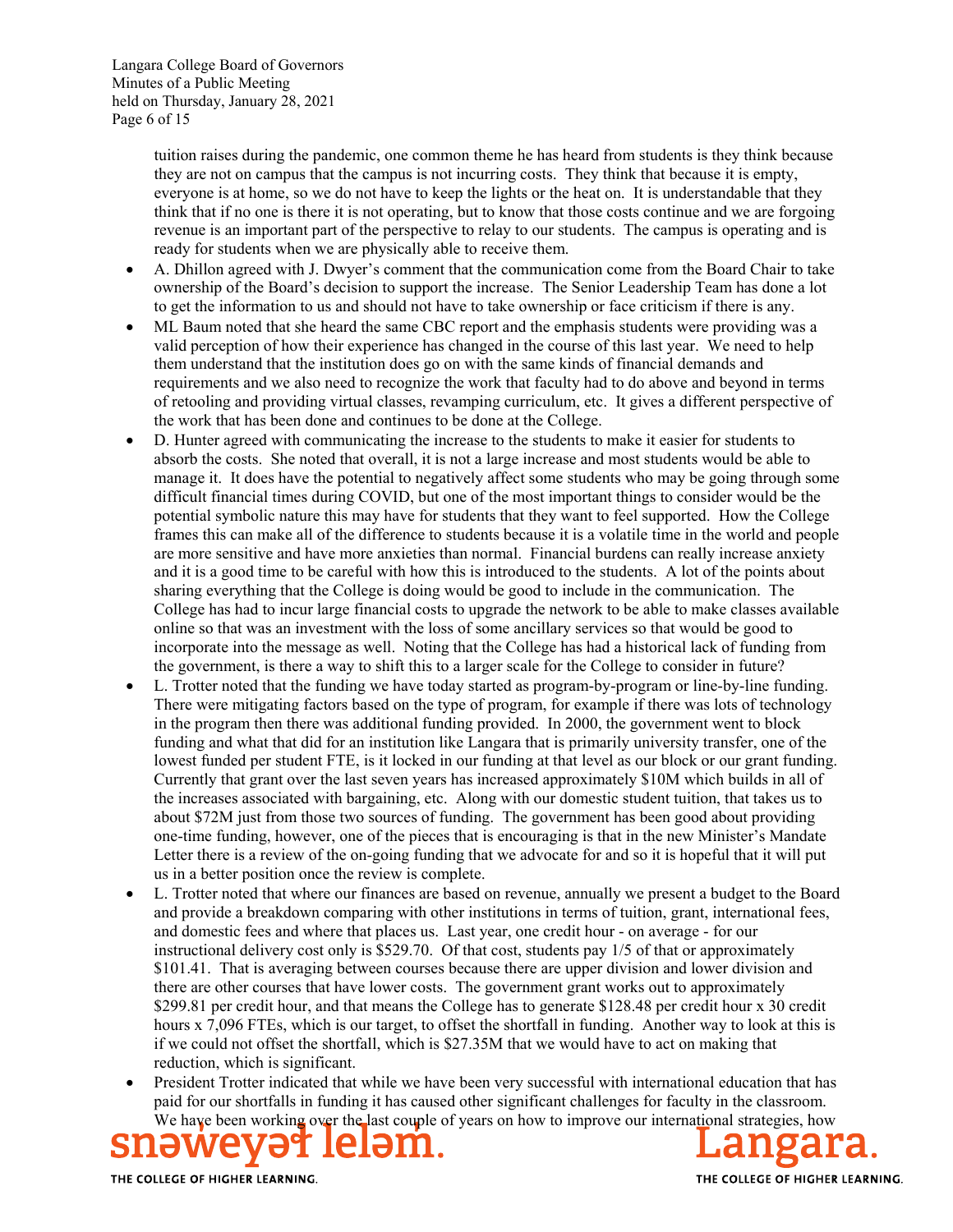tuition raises during the pandemic, one common theme he has heard from students is they think because they are not on campus that the campus is not incurring costs. They think that because it is empty, everyone is at home, so we do not have to keep the lights or the heat on. It is understandable that they think that if no one is there it is not operating, but to know that those costs continue and we are forgoing revenue is an important part of the perspective to relay to our students. The campus is operating and is ready for students when we are physically able to receive them.

- A. Dhillon agreed with J. Dwyer's comment that the communication come from the Board Chair to take ownership of the Board's decision to support the increase. The Senior Leadership Team has done a lot to get the information to us and should not have to take ownership or face criticism if there is any.
- ML Baum noted that she heard the same CBC report and the emphasis students were providing was a valid perception of how their experience has changed in the course of this last year. We need to help them understand that the institution does go on with the same kinds of financial demands and requirements and we also need to recognize the work that faculty had to do above and beyond in terms of retooling and providing virtual classes, revamping curriculum, etc. It gives a different perspective of the work that has been done and continues to be done at the College.
- D. Hunter agreed with communicating the increase to the students to make it easier for students to absorb the costs. She noted that overall, it is not a large increase and most students would be able to manage it. It does have the potential to negatively affect some students who may be going through some difficult financial times during COVID, but one of the most important things to consider would be the potential symbolic nature this may have for students that they want to feel supported. How the College frames this can make all of the difference to students because it is a volatile time in the world and people are more sensitive and have more anxieties than normal. Financial burdens can really increase anxiety and it is a good time to be careful with how this is introduced to the students. A lot of the points about sharing everything that the College is doing would be good to include in the communication. The College has had to incur large financial costs to upgrade the network to be able to make classes available online so that was an investment with the loss of some ancillary services so that would be good to incorporate into the message as well. Noting that the College has had a historical lack of funding from the government, is there a way to shift this to a larger scale for the College to consider in future?
- L. Trotter noted that the funding we have today started as program-by-program or line-by-line funding. There were mitigating factors based on the type of program, for example if there was lots of technology in the program then there was additional funding provided. In 2000, the government went to block funding and what that did for an institution like Langara that is primarily university transfer, one of the lowest funded per student FTE, is it locked in our funding at that level as our block or our grant funding. Currently that grant over the last seven years has increased approximately $10M which builds in all of the increases associated with bargaining, etc. Along with our domestic student tuition, that takes us to about $72M just from those two sources of funding. The government has been good about providing one-time funding, however, one of the pieces that is encouraging is that in the new Minister's Mandate Letter there is a review of the on-going funding that we advocate for and so it is hopeful that it will put us in a better position once the review is complete.
- L. Trotter noted that where our finances are based on revenue, annually we present a budget to the Board and provide a breakdown comparing with other institutions in terms of tuition, grant, international fees, and domestic fees and where that places us. Last year, one credit hour - on average - for our instructional delivery cost only is $529.70. Of that cost, students pay 1/5 of that or approximately $101.41. That is averaging between courses because there are upper division and lower division and there are other courses that have lower costs. The government grant works out to approximately $299.81 per credit hour, and that means the College has to generate $128.48 per credit hour x 30 credit hours x 7,096 FTEs, which is our target, to offset the shortfall in funding. Another way to look at this is if we could not offset the shortfall, which is $27.35M that we would have to act on making that reduction, which is significant.
- President Trotter indicated that while we have been very successful with international education that has paid for our shortfalls in funding it has caused other significant challenges for faculty in the classroom. We have been working over the last couple of years on how to improve our international strategies, how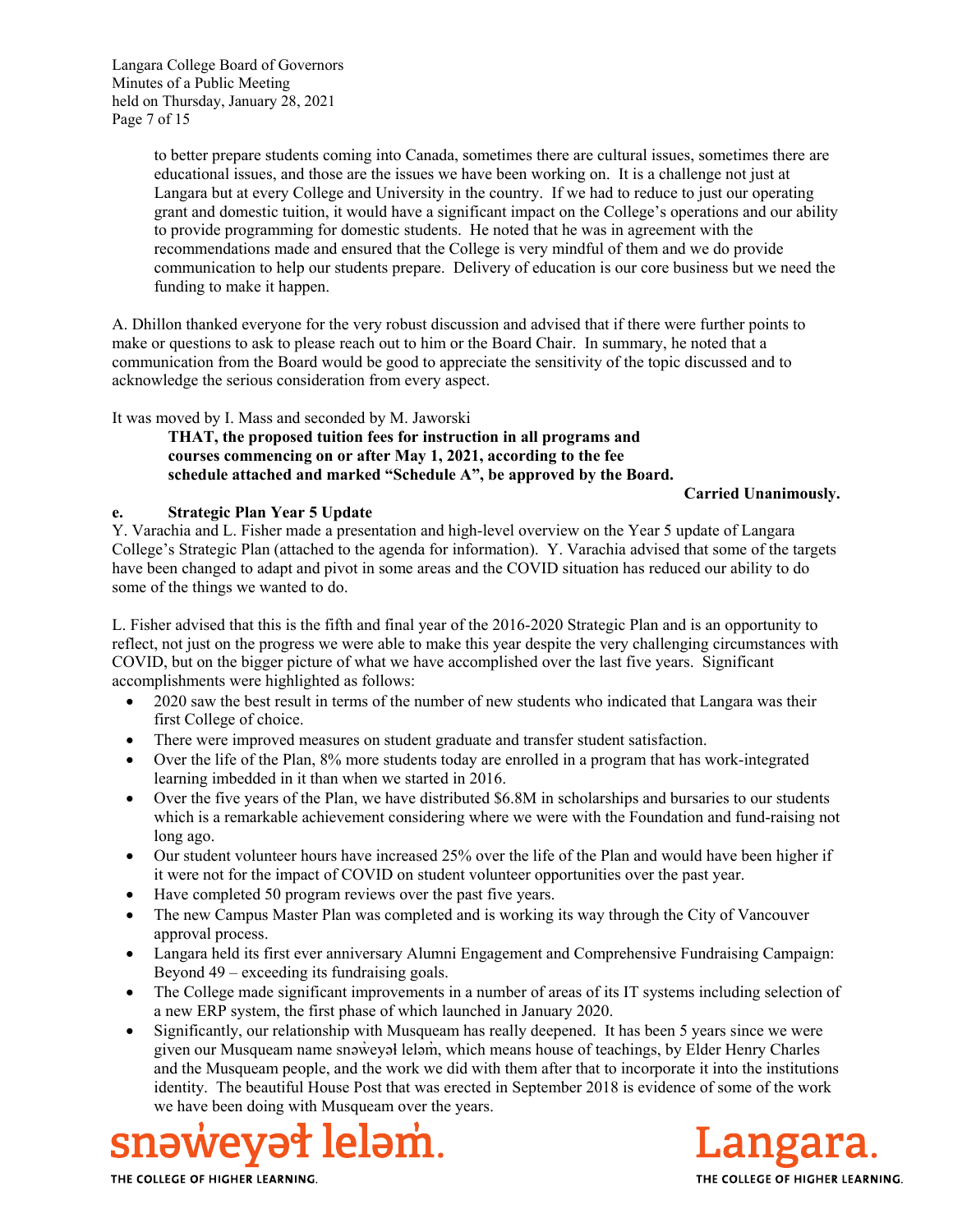to better prepare students coming into Canada, sometimes there are cultural issues, sometimes there are educational issues, and those are the issues we have been working on. It is a challenge not just at Langara but at every College and University in the country. If we had to reduce to just our operating grant and domestic tuition, it would have a significant impact on the College's operations and our ability to provide programming for domestic students. He noted that he was in agreement with the recommendations made and ensured that the College is very mindful of them and we do provide communication to help our students prepare. Delivery of education is our core business but we need the funding to make it happen.

A. Dhillon thanked everyone for the very robust discussion and advised that if there were further points to make or questions to ask to please reach out to him or the Board Chair. In summary, he noted that a communication from the Board would be good to appreciate the sensitivity of the topic discussed and to acknowledge the serious consideration from every aspect.

It was moved by I. Mass and seconded by M. Jaworski

> **THAT, the proposed tuition fees for instruction in all programs and courses commencing on or after May 1, 2021, according to the fee schedule attached and marked "Schedule A", be approved by the Board.**

**Carried Unanimously.**

**e. Strategic Plan Year 5 Update**

Y. Varachia and L. Fisher made a presentation and high-level overview on the Year 5 update of Langara College's Strategic Plan (attached to the agenda for information). Y. Varachia advised that some of the targets have been changed to adapt and pivot in some areas and the COVID situation has reduced our ability to do some of the things we wanted to do.

L. Fisher advised that this is the fifth and final year of the 2016-2020 Strategic Plan and is an opportunity to reflect, not just on the progress we were able to make this year despite the very challenging circumstances with COVID, but on the bigger picture of what we have accomplished over the last five years. Significant accomplishments were highlighted as follows:

- 2020 saw the best result in terms of the number of new students who indicated that Langara was their first College of choice.
- There were improved measures on student graduate and transfer student satisfaction.
- Over the life of the Plan, 8% more students today are enrolled in a program that has work-integrated learning imbedded in it than when we started in 2016.
- Over the five years of the Plan, we have distributed \$6.8M in scholarships and bursaries to our students which is a remarkable achievement considering where we were with the Foundation and fund-raising not long ago.
- Our student volunteer hours have increased 25% over the life of the Plan and would have been higher if it were not for the impact of COVID on student volunteer opportunities over the past year.
- Have completed 50 program reviews over the past five years.
- The new Campus Master Plan was completed and is working its way through the City of Vancouver approval process.
- Langara held its first ever anniversary Alumni Engagement and Comprehensive Fundraising Campaign: Beyond 49 – exceeding its fundraising goals.
- The College made significant improvements in a number of areas of its IT systems including selection of a new ERP system, the first phase of which launched in January 2020.
- Significantly, our relationship with Musqueam has really deepened. It has been 5 years since we were given our Musqueam name snəw̓eyəɬ leləm̓, which means house of teachings, by Elder Henry Charles and the Musqueam people, and the work we did with them after that to incorporate it into the institutions identity. The beautiful House Post that was erected in September 2018 is evidence of some of the work we have been doing with Musqueam over the years.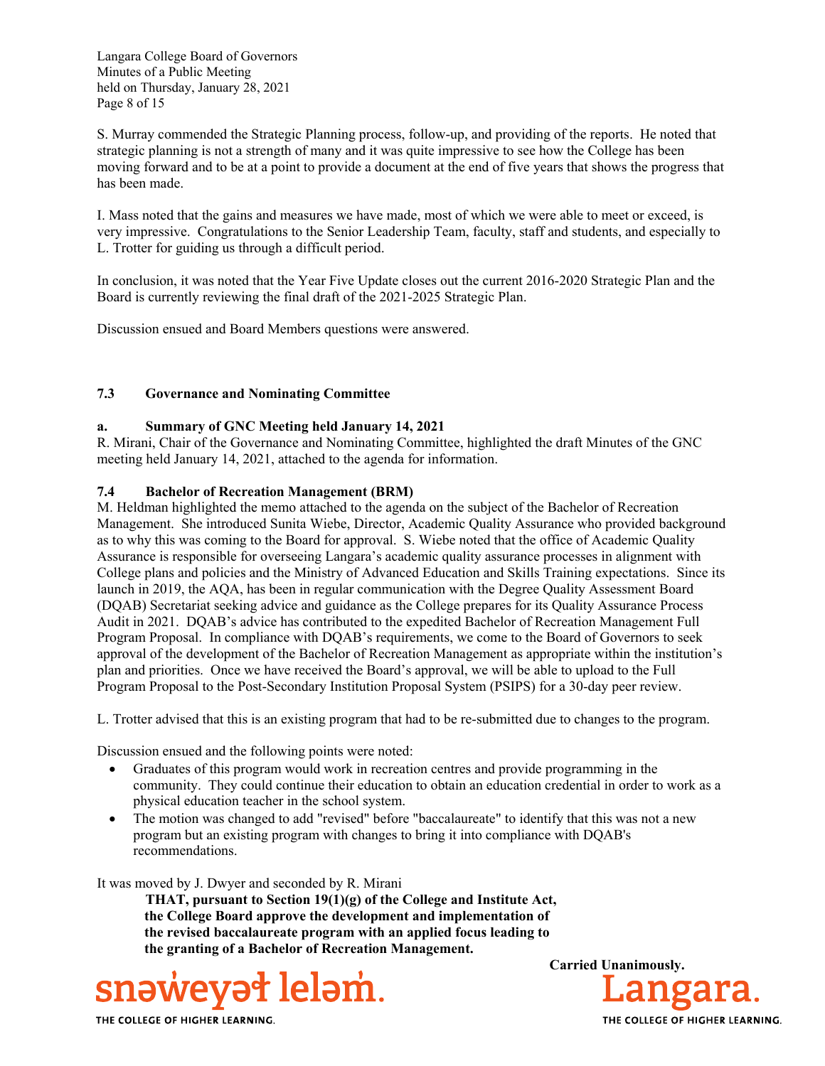S. Murray commended the Strategic Planning process, follow-up, and providing of the reports. He noted that strategic planning is not a strength of many and it was quite impressive to see how the College has been moving forward and to be at a point to provide a document at the end of five years that shows the progress that has been made.

I. Mass noted that the gains and measures we have made, most of which we were able to meet or exceed, is very impressive. Congratulations to the Senior Leadership Team, faculty, staff and students, and especially to L. Trotter for guiding us through a difficult period.

In conclusion, it was noted that the Year Five Update closes out the current 2016-2020 Strategic Plan and the Board is currently reviewing the final draft of the 2021-2025 Strategic Plan.

Discussion ensued and Board Members questions were answered.

### 7.3 Governance and Nominating Committee

#### a. Summary of GNC Meeting held January 14, 2021

R. Mirani, Chair of the Governance and Nominating Committee, highlighted the draft Minutes of the GNC meeting held January 14, 2021, attached to the agenda for information.

### 7.4 Bachelor of Recreation Management (BRM)

M. Heldman highlighted the memo attached to the agenda on the subject of the Bachelor of Recreation Management. She introduced Sunita Wiebe, Director, Academic Quality Assurance who provided background as to why this was coming to the Board for approval. S. Wiebe noted that the office of Academic Quality Assurance is responsible for overseeing Langara's academic quality assurance processes in alignment with College plans and policies and the Ministry of Advanced Education and Skills Training expectations. Since its launch in 2019, the AQA, has been in regular communication with the Degree Quality Assessment Board (DQAB) Secretariat seeking advice and guidance as the College prepares for its Quality Assurance Process Audit in 2021. DQAB's advice has contributed to the expedited Bachelor of Recreation Management Full Program Proposal. In compliance with DQAB's requirements, we come to the Board of Governors to seek approval of the development of the Bachelor of Recreation Management as appropriate within the institution's plan and priorities. Once we have received the Board's approval, we will be able to upload to the Full Program Proposal to the Post-Secondary Institution Proposal System (PSIPS) for a 30-day peer review.

L. Trotter advised that this is an existing program that had to be re-submitted due to changes to the program.

Discussion ensued and the following points were noted:

- Graduates of this program would work in recreation centres and provide programming in the community. They could continue their education to obtain an education credential in order to work as a physical education teacher in the school system.
- The motion was changed to add "revised" before "baccalaureate" to identify that this was not a new program but an existing program with changes to bring it into compliance with DQAB's recommendations.

It was moved by J. Dwyer and seconded by R. Mirani

> **THAT, pursuant to Section 19(1)(g) of the College and Institute Act, the College Board approve the development and implementation of the revised baccalaureate program with an applied focus leading to the granting of a Bachelor of Recreation Management.**

**Carried Unanimously.**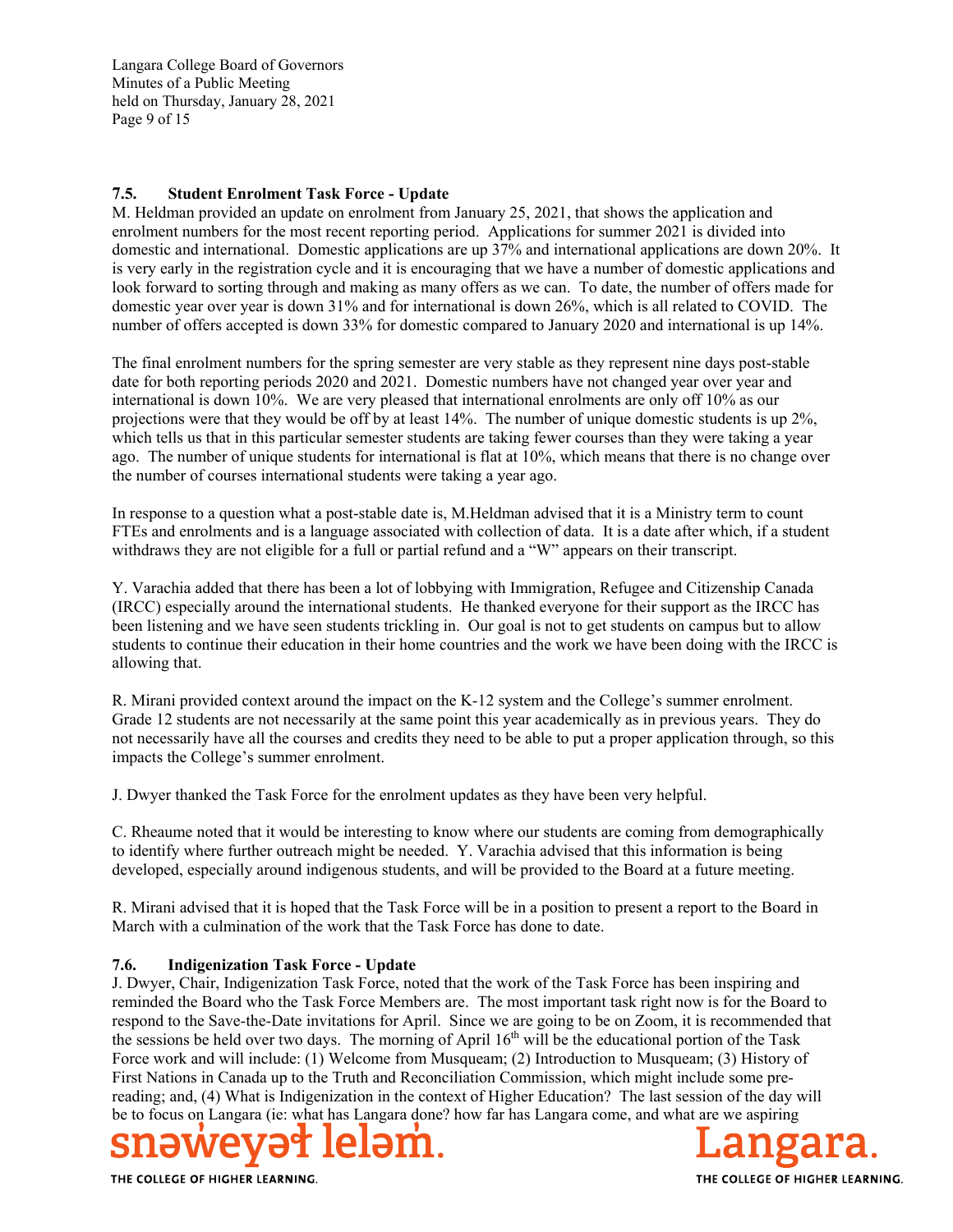### 7.5. Student Enrolment Task Force - Update

M. Heldman provided an update on enrolment from January 25, 2021, that shows the application and enrolment numbers for the most recent reporting period. Applications for summer 2021 is divided into domestic and international. Domestic applications are up 37% and international applications are down 20%. It is very early in the registration cycle and it is encouraging that we have a number of domestic applications and look forward to sorting through and making as many offers as we can. To date, the number of offers made for domestic year over year is down 31% and for international is down 26%, which is all related to COVID. The number of offers accepted is down 33% for domestic compared to January 2020 and international is up 14%.

The final enrolment numbers for the spring semester are very stable as they represent nine days post-stable date for both reporting periods 2020 and 2021. Domestic numbers have not changed year over year and international is down 10%. We are very pleased that international enrolments are only off 10% as our projections were that they would be off by at least 14%. The number of unique domestic students is up 2%, which tells us that in this particular semester students are taking fewer courses than they were taking a year ago. The number of unique students for international is flat at 10%, which means that there is no change over the number of courses international students were taking a year ago.

In response to a question what a post-stable date is, M.Heldman advised that it is a Ministry term to count FTEs and enrolments and is a language associated with collection of data. It is a date after which, if a student withdraws they are not eligible for a full or partial refund and a "W" appears on their transcript.

Y. Varachia added that there has been a lot of lobbying with Immigration, Refugee and Citizenship Canada (IRCC) especially around the international students. He thanked everyone for their support as the IRCC has been listening and we have seen students trickling in. Our goal is not to get students on campus but to allow students to continue their education in their home countries and the work we have been doing with the IRCC is allowing that.

R. Mirani provided context around the impact on the K-12 system and the College's summer enrolment. Grade 12 students are not necessarily at the same point this year academically as in previous years. They do not necessarily have all the courses and credits they need to be able to put a proper application through, so this impacts the College's summer enrolment.

J. Dwyer thanked the Task Force for the enrolment updates as they have been very helpful.

C. Rheaume noted that it would be interesting to know where our students are coming from demographically to identify where further outreach might be needed. Y. Varachia advised that this information is being developed, especially around indigenous students, and will be provided to the Board at a future meeting.

R. Mirani advised that it is hoped that the Task Force will be in a position to present a report to the Board in March with a culmination of the work that the Task Force has done to date.

### 7.6. Indigenization Task Force - Update

J. Dwyer, Chair, Indigenization Task Force, noted that the work of the Task Force has been inspiring and reminded the Board who the Task Force Members are. The most important task right now is for the Board to respond to the Save-the-Date invitations for April. Since we are going to be on Zoom, it is recommended that the sessions be held over two days. The morning of April 16th will be the educational portion of the Task Force work and will include: (1) Welcome from Musqueam; (2) Introduction to Musqueam; (3) History of First Nations in Canada up to the Truth and Reconciliation Commission, which might include some pre-reading; and, (4) What is Indigenization in the context of Higher Education? The last session of the day will be to focus on Langara (ie: what has Langara done? how far has Langara come, and what are we aspiring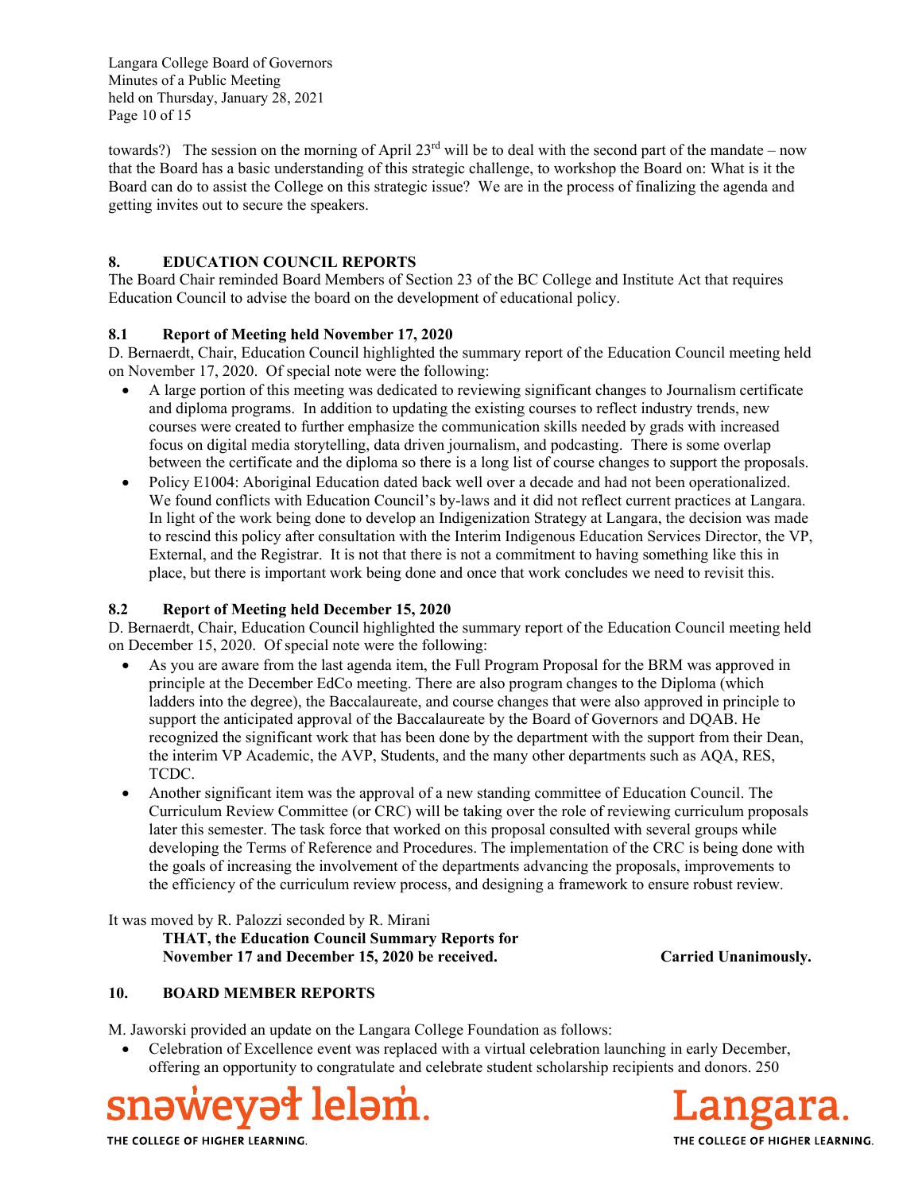towards?) The session on the morning of April 23rd will be to deal with the second part of the mandate – now that the Board has a basic understanding of this strategic challenge, to workshop the Board on: What is it the Board can do to assist the College on this strategic issue? We are in the process of finalizing the agenda and getting invites out to secure the speakers.

## 8. EDUCATION COUNCIL REPORTS

The Board Chair reminded Board Members of Section 23 of the BC College and Institute Act that requires Education Council to advise the board on the development of educational policy.

### 8.1 Report of Meeting held November 17, 2020

D. Bernaerdt, Chair, Education Council highlighted the summary report of the Education Council meeting held on November 17, 2020. Of special note were the following:

- A large portion of this meeting was dedicated to reviewing significant changes to Journalism certificate and diploma programs. In addition to updating the existing courses to reflect industry trends, new courses were created to further emphasize the communication skills needed by grads with increased focus on digital media storytelling, data driven journalism, and podcasting. There is some overlap between the certificate and the diploma so there is a long list of course changes to support the proposals.
- Policy E1004: Aboriginal Education dated back well over a decade and had not been operationalized. We found conflicts with Education Council's by-laws and it did not reflect current practices at Langara. In light of the work being done to develop an Indigenization Strategy at Langara, the decision was made to rescind this policy after consultation with the Interim Indigenous Education Services Director, the VP, External, and the Registrar. It is not that there is not a commitment to having something like this in place, but there is important work being done and once that work concludes we need to revisit this.

### 8.2 Report of Meeting held December 15, 2020

D. Bernaerdt, Chair, Education Council highlighted the summary report of the Education Council meeting held on December 15, 2020. Of special note were the following:

- As you are aware from the last agenda item, the Full Program Proposal for the BRM was approved in principle at the December EdCo meeting. There are also program changes to the Diploma (which ladders into the degree), the Baccalaureate, and course changes that were also approved in principle to support the anticipated approval of the Baccalaureate by the Board of Governors and DQAB. He recognized the significant work that has been done by the department with the support from their Dean, the interim VP Academic, the AVP, Students, and the many other departments such as AQA, RES, TCDC.
- Another significant item was the approval of a new standing committee of Education Council. The Curriculum Review Committee (or CRC) will be taking over the role of reviewing curriculum proposals later this semester. The task force that worked on this proposal consulted with several groups while developing the Terms of Reference and Procedures. The implementation of the CRC is being done with the goals of increasing the involvement of the departments advancing the proposals, improvements to the efficiency of the curriculum review process, and designing a framework to ensure robust review.

It was moved by R. Palozzi seconded by R. Mirani

**THAT, the Education Council Summary Reports for November 17 and December 15, 2020 be received.** **Carried Unanimously.**

## 10. BOARD MEMBER REPORTS

M. Jaworski provided an update on the Langara College Foundation as follows:

- Celebration of Excellence event was replaced with a virtual celebration launching in early December, offering an opportunity to congratulate and celebrate student scholarship recipients and donors. 250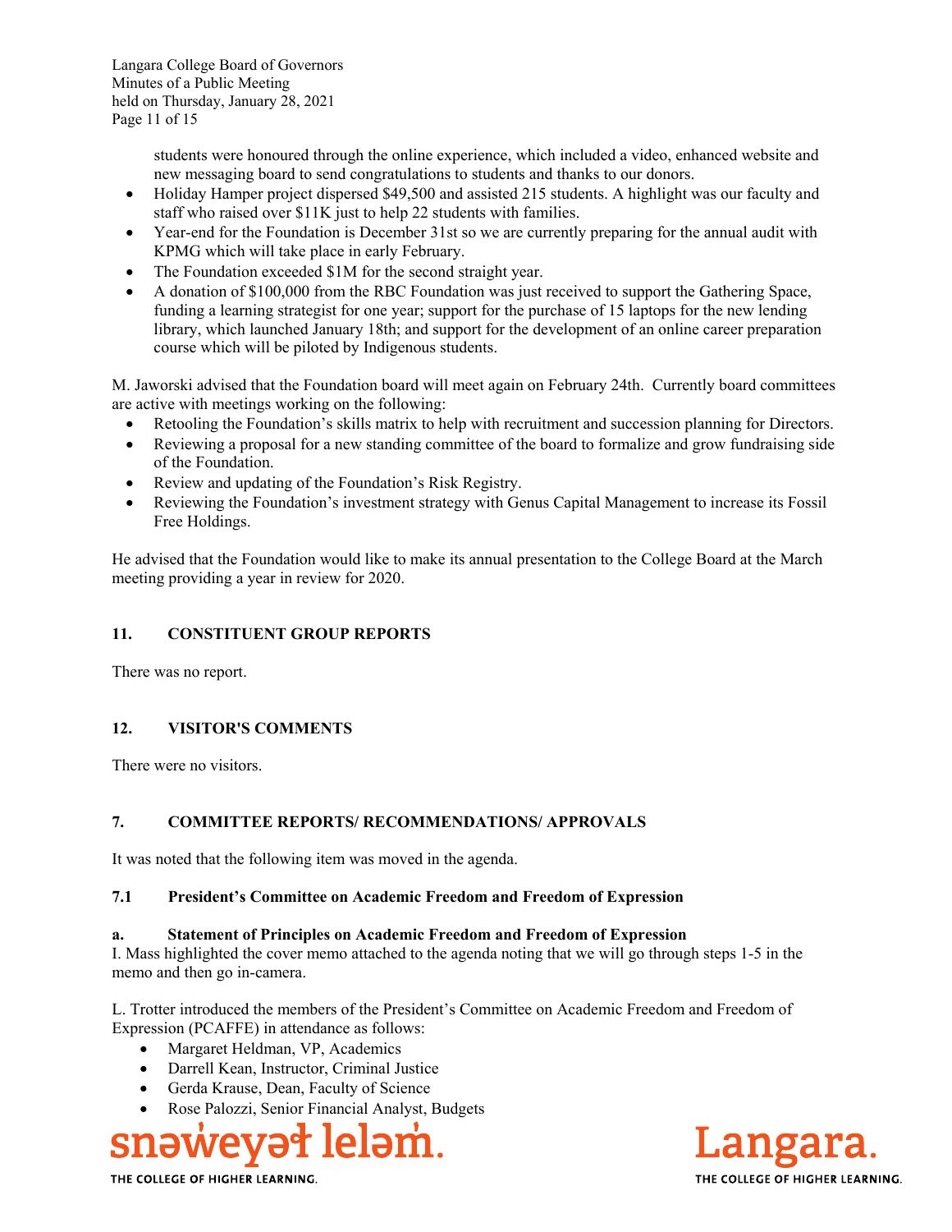students were honoured through the online experience, which included a video, enhanced website and new messaging board to send congratulations to students and thanks to our donors.

- Holiday Hamper project dispersed $49,500 and assisted 215 students. A highlight was our faculty and staff who raised over $11K just to help 22 students with families.
- Year-end for the Foundation is December 31st so we are currently preparing for the annual audit with KPMG which will take place in early February.
- The Foundation exceeded $1M for the second straight year.
- A donation of $100,000 from the RBC Foundation was just received to support the Gathering Space, funding a learning strategist for one year; support for the purchase of 15 laptops for the new lending library, which launched January 18th; and support for the development of an online career preparation course which will be piloted by Indigenous students.

M. Jaworski advised that the Foundation board will meet again on February 24th. Currently board committees are active with meetings working on the following:

- Retooling the Foundation's skills matrix to help with recruitment and succession planning for Directors.
- Reviewing a proposal for a new standing committee of the board to formalize and grow fundraising side of the Foundation.
- Review and updating of the Foundation's Risk Registry.
- Reviewing the Foundation's investment strategy with Genus Capital Management to increase its Fossil Free Holdings.

He advised that the Foundation would like to make its annual presentation to the College Board at the March meeting providing a year in review for 2020.

## 11. CONSTITUENT GROUP REPORTS

There was no report.

## 12. VISITOR'S COMMENTS

There were no visitors.

## 7. COMMITTEE REPORTS/ RECOMMENDATIONS/ APPROVALS

It was noted that the following item was moved in the agenda.

### 7.1 President's Committee on Academic Freedom and Freedom of Expression

**a. Statement of Principles on Academic Freedom and Freedom of Expression**

I. Mass highlighted the cover memo attached to the agenda noting that we will go through steps 1-5 in the memo and then go in-camera.

L. Trotter introduced the members of the President's Committee on Academic Freedom and Freedom of Expression (PCAFFE) in attendance as follows:

- Margaret Heldman, VP, Academics
- Darrell Kean, Instructor, Criminal Justice
- Gerda Krause, Dean, Faculty of Science
- Rose Palozzi, Senior Financial Analyst, Budgets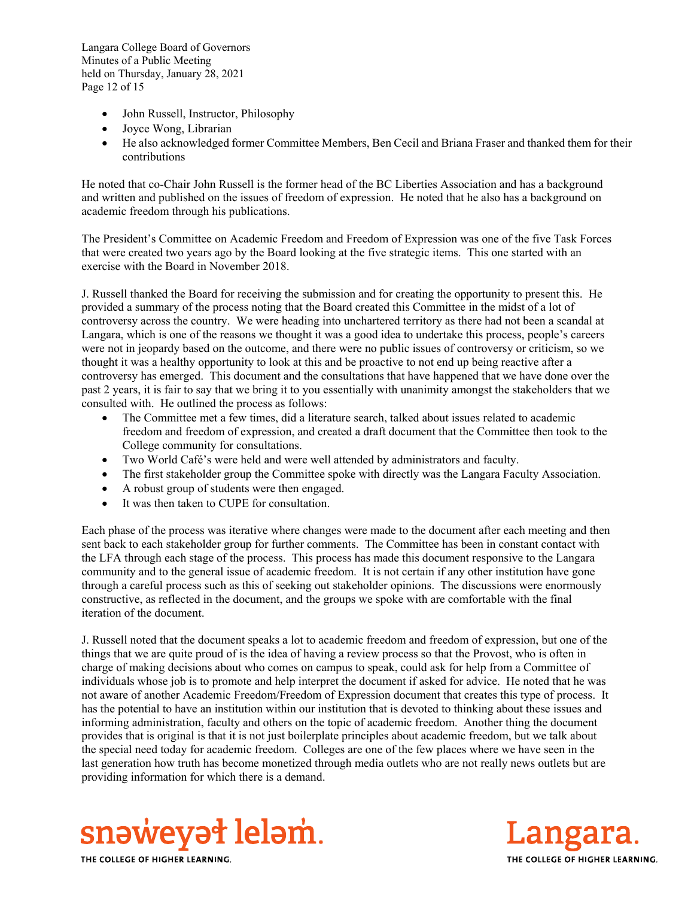- John Russell, Instructor, Philosophy
- Joyce Wong, Librarian
- He also acknowledged former Committee Members, Ben Cecil and Briana Fraser and thanked them for their contributions

He noted that co-Chair John Russell is the former head of the BC Liberties Association and has a background and written and published on the issues of freedom of expression. He noted that he also has a background on academic freedom through his publications.

The President's Committee on Academic Freedom and Freedom of Expression was one of the five Task Forces that were created two years ago by the Board looking at the five strategic items. This one started with an exercise with the Board in November 2018.

J. Russell thanked the Board for receiving the submission and for creating the opportunity to present this. He provided a summary of the process noting that the Board created this Committee in the midst of a lot of controversy across the country. We were heading into unchartered territory as there had not been a scandal at Langara, which is one of the reasons we thought it was a good idea to undertake this process, people's careers were not in jeopardy based on the outcome, and there were no public issues of controversy or criticism, so we thought it was a healthy opportunity to look at this and be proactive to not end up being reactive after a controversy has emerged. This document and the consultations that have happened that we have done over the past 2 years, it is fair to say that we bring it to you essentially with unanimity amongst the stakeholders that we consulted with. He outlined the process as follows:

- The Committee met a few times, did a literature search, talked about issues related to academic freedom and freedom of expression, and created a draft document that the Committee then took to the College community for consultations.
- Two World Café's were held and were well attended by administrators and faculty.
- The first stakeholder group the Committee spoke with directly was the Langara Faculty Association.
- A robust group of students were then engaged.
- It was then taken to CUPE for consultation.

Each phase of the process was iterative where changes were made to the document after each meeting and then sent back to each stakeholder group for further comments. The Committee has been in constant contact with the LFA through each stage of the process. This process has made this document responsive to the Langara community and to the general issue of academic freedom. It is not certain if any other institution have gone through a careful process such as this of seeking out stakeholder opinions. The discussions were enormously constructive, as reflected in the document, and the groups we spoke with are comfortable with the final iteration of the document.

J. Russell noted that the document speaks a lot to academic freedom and freedom of expression, but one of the things that we are quite proud of is the idea of having a review process so that the Provost, who is often in charge of making decisions about who comes on campus to speak, could ask for help from a Committee of individuals whose job is to promote and help interpret the document if asked for advice. He noted that he was not aware of another Academic Freedom/Freedom of Expression document that creates this type of process. It has the potential to have an institution within our institution that is devoted to thinking about these issues and informing administration, faculty and others on the topic of academic freedom. Another thing the document provides that is original is that it is not just boilerplate principles about academic freedom, but we talk about the special need today for academic freedom. Colleges are one of the few places where we have seen in the last generation how truth has become monetized through media outlets who are not really news outlets but are providing information for which there is a demand.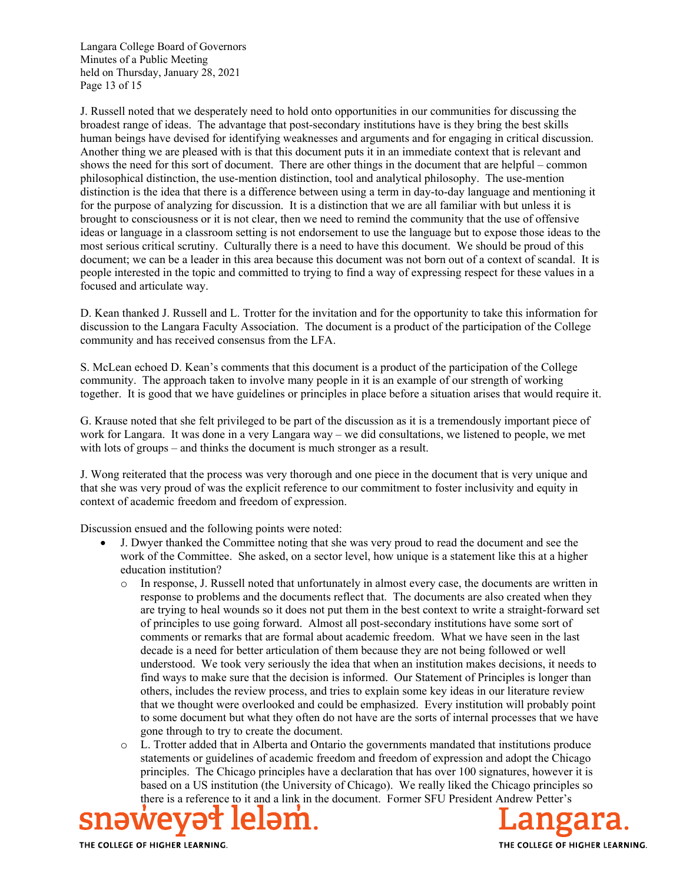J. Russell noted that we desperately need to hold onto opportunities in our communities for discussing the broadest range of ideas. The advantage that post-secondary institutions have is they bring the best skills human beings have devised for identifying weaknesses and arguments and for engaging in critical discussion. Another thing we are pleased with is that this document puts it in an immediate context that is relevant and shows the need for this sort of document. There are other things in the document that are helpful – common philosophical distinction, the use-mention distinction, tool and analytical philosophy. The use-mention distinction is the idea that there is a difference between using a term in day-to-day language and mentioning it for the purpose of analyzing for discussion. It is a distinction that we are all familiar with but unless it is brought to consciousness or it is not clear, then we need to remind the community that the use of offensive ideas or language in a classroom setting is not endorsement to use the language but to expose those ideas to the most serious critical scrutiny. Culturally there is a need to have this document. We should be proud of this document; we can be a leader in this area because this document was not born out of a context of scandal. It is people interested in the topic and committed to trying to find a way of expressing respect for these values in a focused and articulate way.

D. Kean thanked J. Russell and L. Trotter for the invitation and for the opportunity to take this information for discussion to the Langara Faculty Association. The document is a product of the participation of the College community and has received consensus from the LFA.

S. McLean echoed D. Kean's comments that this document is a product of the participation of the College community. The approach taken to involve many people in it is an example of our strength of working together. It is good that we have guidelines or principles in place before a situation arises that would require it.

G. Krause noted that she felt privileged to be part of the discussion as it is a tremendously important piece of work for Langara. It was done in a very Langara way – we did consultations, we listened to people, we met with lots of groups – and thinks the document is much stronger as a result.

J. Wong reiterated that the process was very thorough and one piece in the document that is very unique and that she was very proud of was the explicit reference to our commitment to foster inclusivity and equity in context of academic freedom and freedom of expression.

Discussion ensued and the following points were noted:

- J. Dwyer thanked the Committee noting that she was very proud to read the document and see the work of the Committee. She asked, on a sector level, how unique is a statement like this at a higher education institution?
    - In response, J. Russell noted that unfortunately in almost every case, the documents are written in response to problems and the documents reflect that. The documents are also created when they are trying to heal wounds so it does not put them in the best context to write a straight-forward set of principles to use going forward. Almost all post-secondary institutions have some sort of comments or remarks that are formal about academic freedom. What we have seen in the last decade is a need for better articulation of them because they are not being followed or well understood. We took very seriously the idea that when an institution makes decisions, it needs to find ways to make sure that the decision is informed. Our Statement of Principles is longer than others, includes the review process, and tries to explain some key ideas in our literature review that we thought were overlooked and could be emphasized. Every institution will probably point to some document but what they often do not have are the sorts of internal processes that we have gone through to try to create the document.
    - L. Trotter added that in Alberta and Ontario the governments mandated that institutions produce statements or guidelines of academic freedom and freedom of expression and adopt the Chicago principles. The Chicago principles have a declaration that has over 100 signatures, however it is based on a US institution (the University of Chicago). We really liked the Chicago principles so there is a reference to it and a link in the document. Former SFU President Andrew Petter's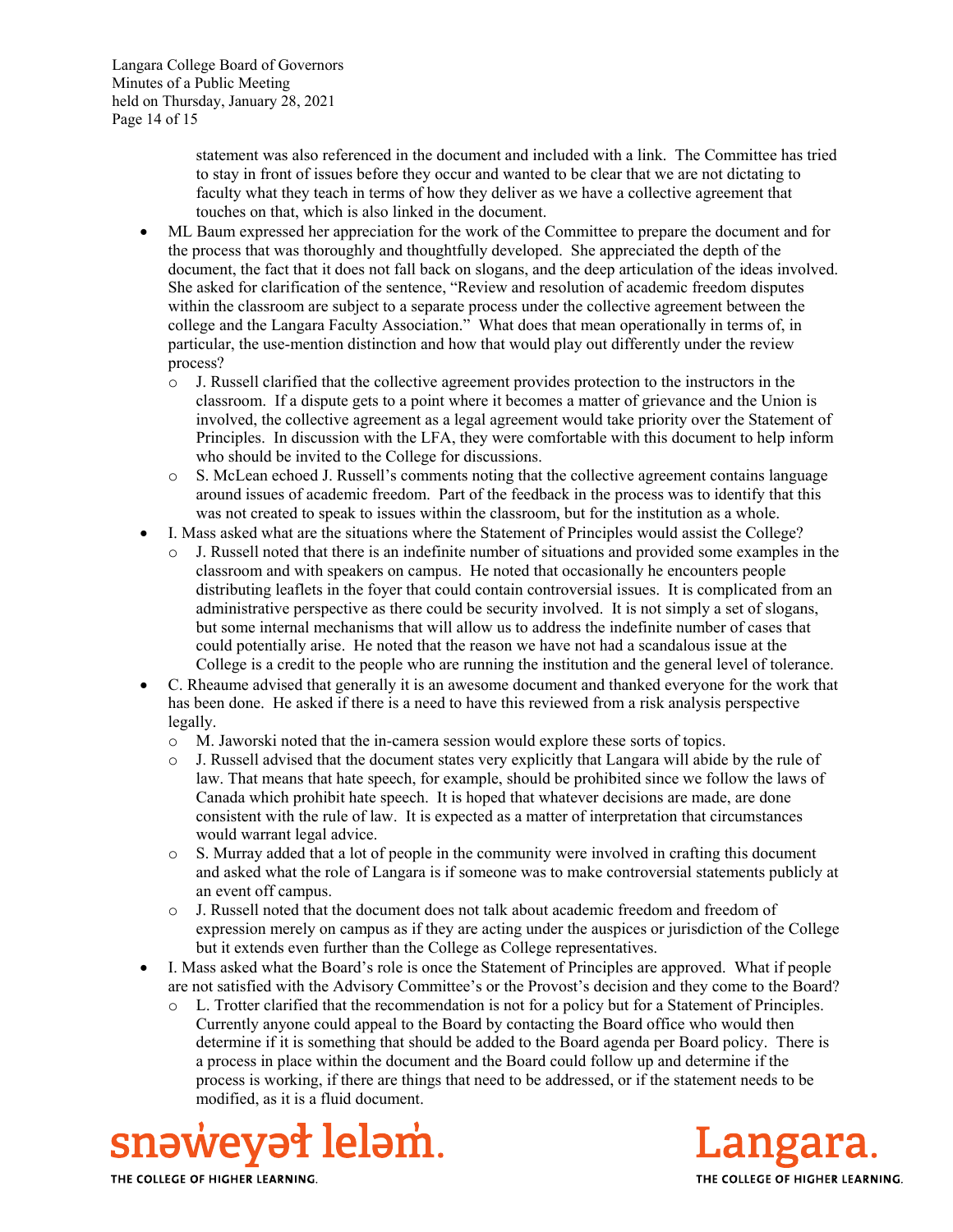statement was also referenced in the document and included with a link. The Committee has tried to stay in front of issues before they occur and wanted to be clear that we are not dictating to faculty what they teach in terms of how they deliver as we have a collective agreement that touches on that, which is also linked in the document.

- ML Baum expressed her appreciation for the work of the Committee to prepare the document and for the process that was thoroughly and thoughtfully developed. She appreciated the depth of the document, the fact that it does not fall back on slogans, and the deep articulation of the ideas involved. She asked for clarification of the sentence, "Review and resolution of academic freedom disputes within the classroom are subject to a separate process under the collective agreement between the college and the Langara Faculty Association." What does that mean operationally in terms of, in particular, the use-mention distinction and how that would play out differently under the review process?
  - J. Russell clarified that the collective agreement provides protection to the instructors in the classroom. If a dispute gets to a point where it becomes a matter of grievance and the Union is involved, the collective agreement as a legal agreement would take priority over the Statement of Principles. In discussion with the LFA, they were comfortable with this document to help inform who should be invited to the College for discussions.
  - S. McLean echoed J. Russell's comments noting that the collective agreement contains language around issues of academic freedom. Part of the feedback in the process was to identify that this was not created to speak to issues within the classroom, but for the institution as a whole.
- I. Mass asked what are the situations where the Statement of Principles would assist the College?
  - J. Russell noted that there is an indefinite number of situations and provided some examples in the classroom and with speakers on campus. He noted that occasionally he encounters people distributing leaflets in the foyer that could contain controversial issues. It is complicated from an administrative perspective as there could be security involved. It is not simply a set of slogans, but some internal mechanisms that will allow us to address the indefinite number of cases that could potentially arise. He noted that the reason we have not had a scandalous issue at the College is a credit to the people who are running the institution and the general level of tolerance.
- C. Rheaume advised that generally it is an awesome document and thanked everyone for the work that has been done. He asked if there is a need to have this reviewed from a risk analysis perspective legally.
  - M. Jaworski noted that the in-camera session would explore these sorts of topics.
  - J. Russell advised that the document states very explicitly that Langara will abide by the rule of law. That means that hate speech, for example, should be prohibited since we follow the laws of Canada which prohibit hate speech. It is hoped that whatever decisions are made, are done consistent with the rule of law. It is expected as a matter of interpretation that circumstances would warrant legal advice.
  - S. Murray added that a lot of people in the community were involved in crafting this document and asked what the role of Langara is if someone was to make controversial statements publicly at an event off campus.
  - J. Russell noted that the document does not talk about academic freedom and freedom of expression merely on campus as if they are acting under the auspices or jurisdiction of the College but it extends even further than the College as College representatives.
- I. Mass asked what the Board's role is once the Statement of Principles are approved. What if people are not satisfied with the Advisory Committee's or the Provost's decision and they come to the Board?
  - L. Trotter clarified that the recommendation is not for a policy but for a Statement of Principles. Currently anyone could appeal to the Board by contacting the Board office who would then determine if it is something that should be added to the Board agenda per Board policy. There is a process in place within the document and the Board could follow up and determine if the process is working, if there are things that need to be addressed, or if the statement needs to be modified, as it is a fluid document.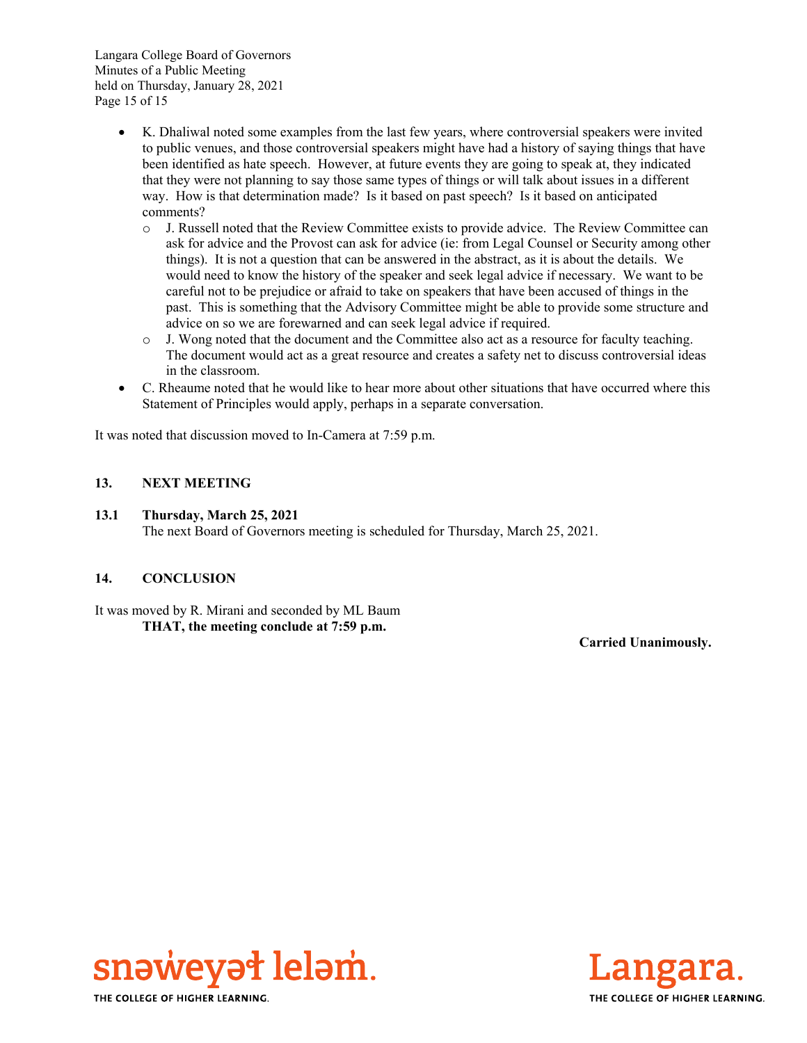- K. Dhaliwal noted some examples from the last few years, where controversial speakers were invited to public venues, and those controversial speakers might have had a history of saying things that have been identified as hate speech. However, at future events they are going to speak at, they indicated that they were not planning to say those same types of things or will talk about issues in a different way. How is that determination made? Is it based on past speech? Is it based on anticipated comments?
  - J. Russell noted that the Review Committee exists to provide advice. The Review Committee can ask for advice and the Provost can ask for advice (ie: from Legal Counsel or Security among other things). It is not a question that can be answered in the abstract, as it is about the details. We would need to know the history of the speaker and seek legal advice if necessary. We want to be careful not to be prejudice or afraid to take on speakers that have been accused of things in the past. This is something that the Advisory Committee might be able to provide some structure and advice on so we are forewarned and can seek legal advice if required.
  - J. Wong noted that the document and the Committee also act as a resource for faculty teaching. The document would act as a great resource and creates a safety net to discuss controversial ideas in the classroom.
- C. Rheaume noted that he would like to hear more about other situations that have occurred where this Statement of Principles would apply, perhaps in a separate conversation.

It was noted that discussion moved to In-Camera at 7:59 p.m.

## 13. NEXT MEETING

### 13.1 Thursday, March 25, 2021

The next Board of Governors meeting is scheduled for Thursday, March 25, 2021.

## 14. CONCLUSION

It was moved by R. Mirani and seconded by ML Baum

**THAT, the meeting conclude at 7:59 p.m.**

**Carried Unanimously.**

snəw̓eyəɬ leləm̓.
THE COLLEGE OF HIGHER LEARNING.

Langara.
THE COLLEGE OF HIGHER LEARNING.